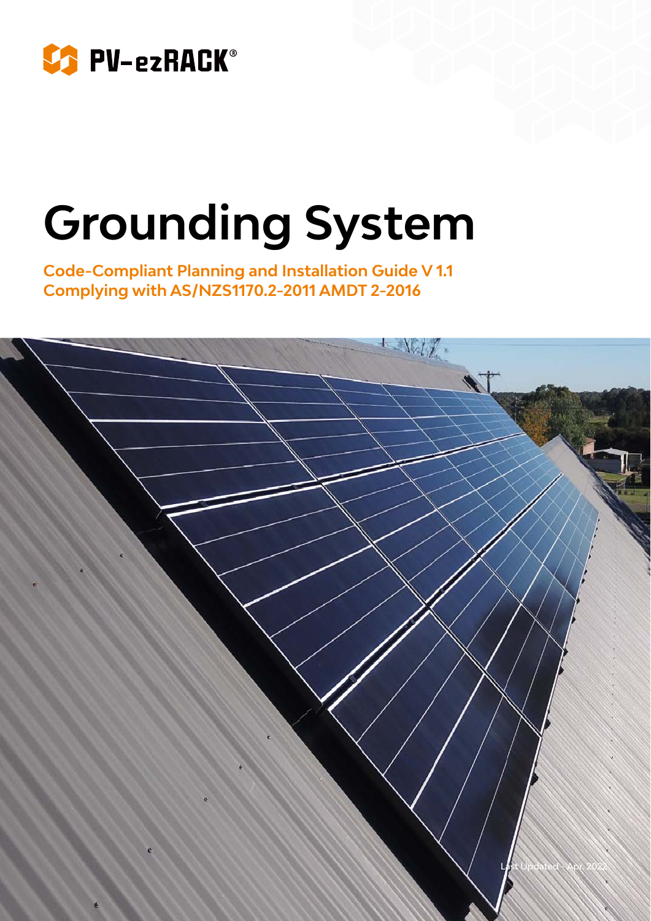PV-ezRACK®

# Grounding System

**Code-Compliant Planning and Installation Guide V 1.1**
**Complying with AS/NZS1170.2-2011 AMDT 2-2016**

Last Updated - Apr. 2022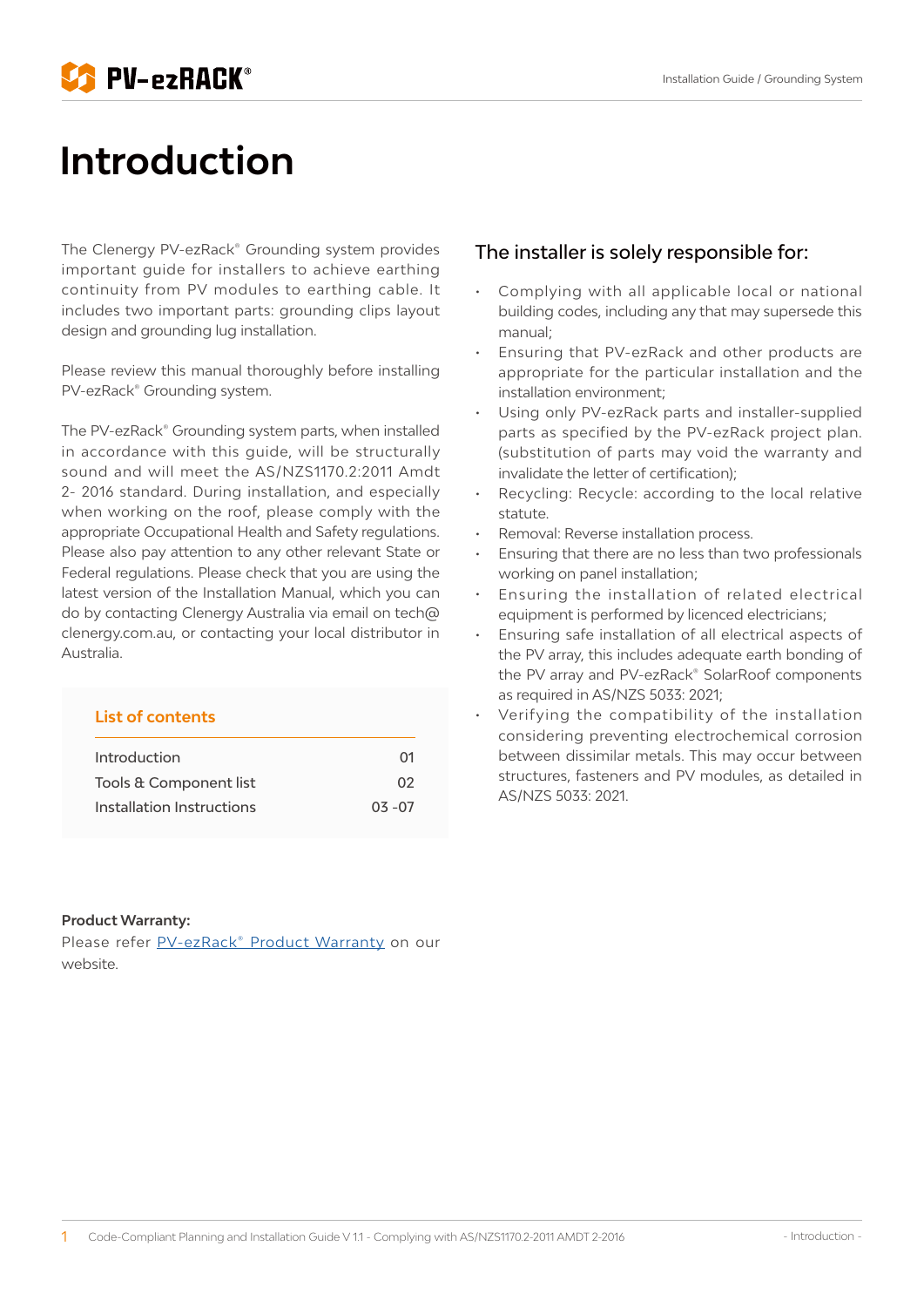# Introduction

The Clenergy PV-ezRack® Grounding system provides important guide for installers to achieve earthing continuity from PV modules to earthing cable. It includes two important parts: grounding clips layout design and grounding lug installation.

Please review this manual thoroughly before installing PV-ezRack® Grounding system.

The PV-ezRack® Grounding system parts, when installed in accordance with this guide, will be structurally sound and will meet the AS/NZS1170.2:2011 Amdt 2- 2016 standard. During installation, and especially when working on the roof, please comply with the appropriate Occupational Health and Safety regulations. Please also pay attention to any other relevant State or Federal regulations. Please check that you are using the latest version of the Installation Manual, which you can do by contacting Clenergy Australia via email on tech@clenergy.com.au, or contacting your local distributor in Australia.

### List of contents

| | |
|---|---|
| Introduction | 01 |
| Tools & Component list | 02 |
| Installation Instructions | 03 -07 |

**Product Warranty:**
Please refer PV-ezRack® Product Warranty on our website.

## The installer is solely responsible for:

- Complying with all applicable local or national building codes, including any that may supersede this manual;
- Ensuring that PV-ezRack and other products are appropriate for the particular installation and the installation environment;
- Using only PV-ezRack parts and installer-supplied parts as specified by the PV-ezRack project plan. (substitution of parts may void the warranty and invalidate the letter of certification);
- Recycling: Recycle: according to the local relative statute.
- Removal: Reverse installation process.
- Ensuring that there are no less than two professionals working on panel installation;
- Ensuring the installation of related electrical equipment is performed by licenced electricians;
- Ensuring safe installation of all electrical aspects of the PV array, this includes adequate earth bonding of the PV array and PV-ezRack® SolarRoof components as required in AS/NZS 5033: 2021;
- Verifying the compatibility of the installation considering preventing electrochemical corrosion between dissimilar metals. This may occur between structures, fasteners and PV modules, as detailed in AS/NZS 5033: 2021.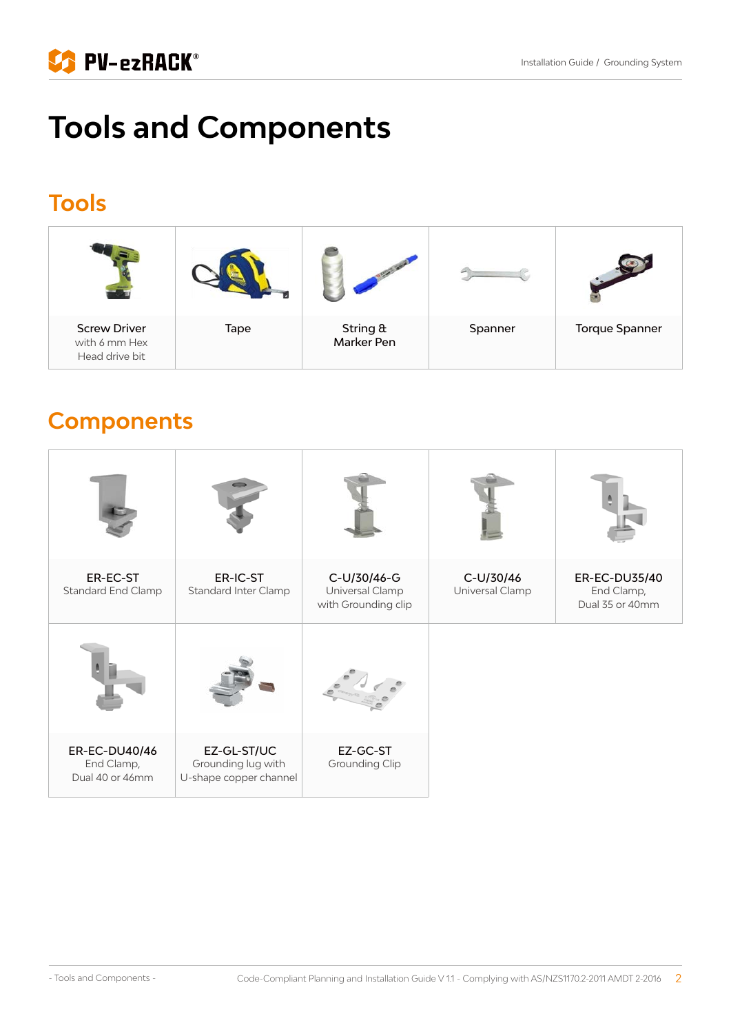# Tools and Components

## Tools

| Screw Driver with 6 mm Hex Head drive bit | Tape | String & Marker Pen | Spanner | Torque Spanner |
|---|---|---|---|---|

## Components

| ER-EC-ST Standard End Clamp | ER-IC-ST Standard Inter Clamp | C-U/30/46-G Universal Clamp with Grounding clip | C-U/30/46 Universal Clamp | ER-EC-DU35/40 End Clamp, Dual 35 or 40mm |
|---|---|---|---|---|
| ER-EC-DU40/46 End Clamp, Dual 40 or 46mm | EZ-GL-ST/UC Grounding lug with U-shape copper channel | EZ-GC-ST Grounding Clip | | |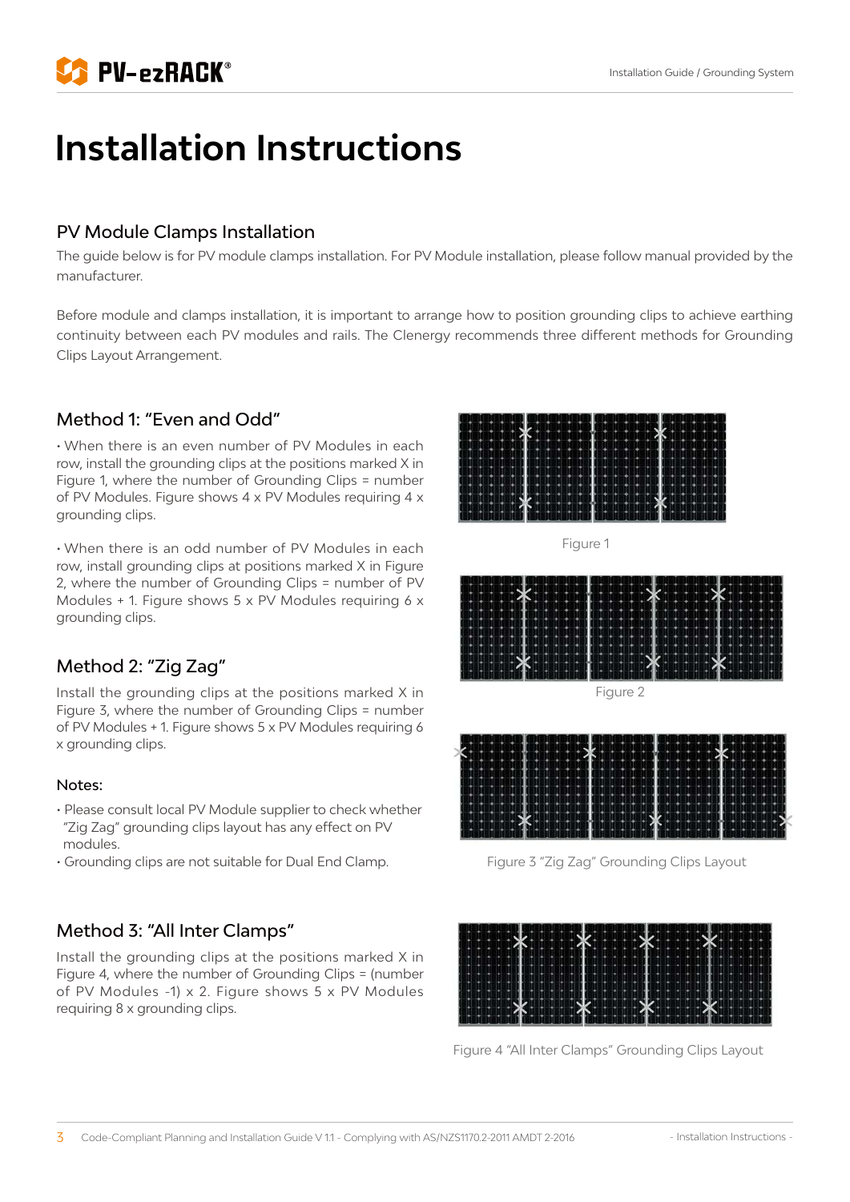# Installation Instructions

## PV Module Clamps Installation

The guide below is for PV module clamps installation. For PV Module installation, please follow manual provided by the manufacturer.

Before module and clamps installation, it is important to arrange how to position grounding clips to achieve earthing continuity between each PV modules and rails. The Clenergy recommends three different methods for Grounding Clips Layout Arrangement.

## Method 1: "Even and Odd"

- When there is an even number of PV Modules in each row, install the grounding clips at the positions marked X in Figure 1, where the number of Grounding Clips = number of PV Modules. Figure shows 4 x PV Modules requiring 4 x grounding clips.

- When there is an odd number of PV Modules in each row, install grounding clips at positions marked X in Figure 2, where the number of Grounding Clips = number of PV Modules + 1. Figure shows 5 x PV Modules requiring 6 x grounding clips.

Figure 1

Figure 2

## Method 2: "Zig Zag"

Install the grounding clips at the positions marked X in Figure 3, where the number of Grounding Clips = number of PV Modules + 1. Figure shows 5 x PV Modules requiring 6 x grounding clips.

### Notes:

- Please consult local PV Module supplier to check whether "Zig Zag" grounding clips layout has any effect on PV modules.
- Grounding clips are not suitable for Dual End Clamp.

Figure 3 "Zig Zag" Grounding Clips Layout

## Method 3: "All Inter Clamps"

Install the grounding clips at the positions marked X in Figure 4, where the number of Grounding Clips = (number of PV Modules -1) x 2. Figure shows 5 x PV Modules requiring 8 x grounding clips.

Figure 4 "All Inter Clamps" Grounding Clips Layout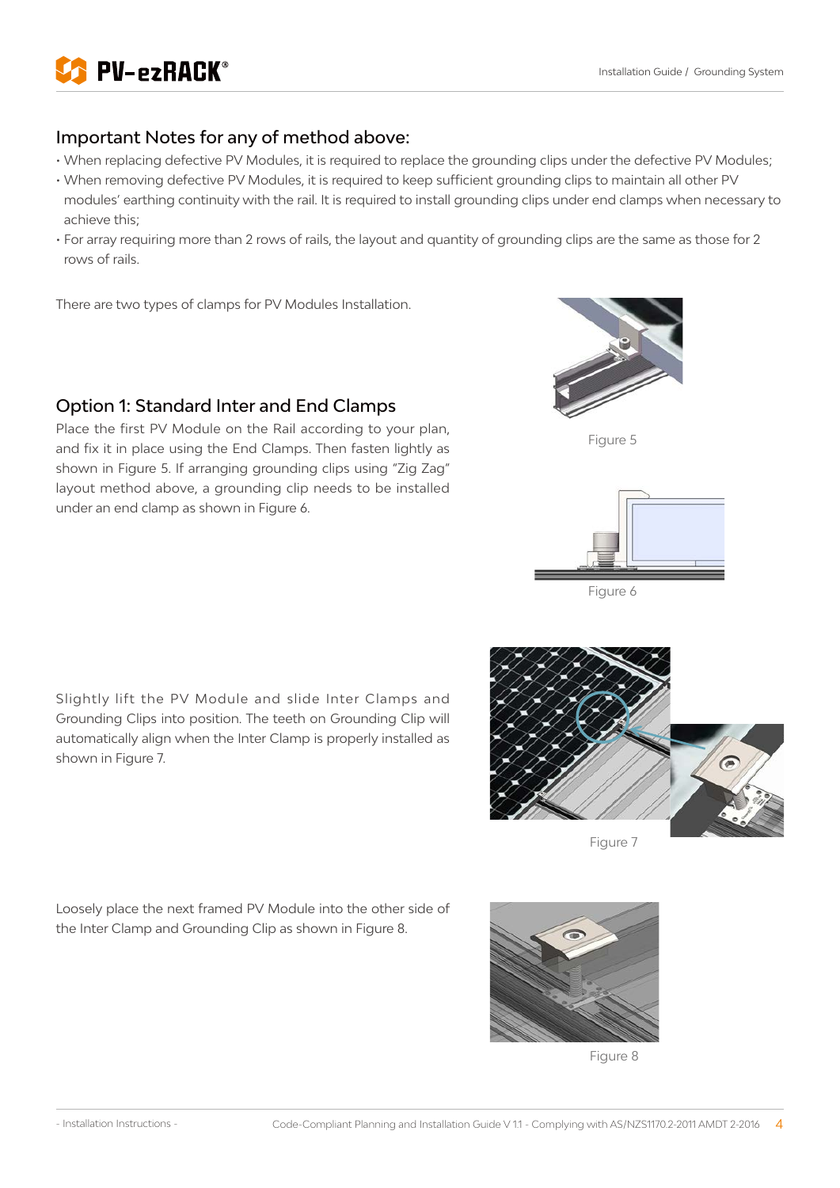## Important Notes for any of method above:

- When replacing defective PV Modules, it is required to replace the grounding clips under the defective PV Modules;
- When removing defective PV Modules, it is required to keep sufficient grounding clips to maintain all other PV modules' earthing continuity with the rail. It is required to install grounding clips under end clamps when necessary to achieve this;
- For array requiring more than 2 rows of rails, the layout and quantity of grounding clips are the same as those for 2 rows of rails.

There are two types of clamps for PV Modules Installation.

## Option 1: Standard Inter and End Clamps

Place the first PV Module on the Rail according to your plan, and fix it in place using the End Clamps. Then fasten lightly as shown in Figure 5. If arranging grounding clips using "Zig Zag" layout method above, a grounding clip needs to be installed under an end clamp as shown in Figure 6.

Figure 5

Figure 6

Slightly lift the PV Module and slide Inter Clamps and Grounding Clips into position. The teeth on Grounding Clip will automatically align when the Inter Clamp is properly installed as shown in Figure 7.

Figure 7

Loosely place the next framed PV Module into the other side of the Inter Clamp and Grounding Clip as shown in Figure 8.

Figure 8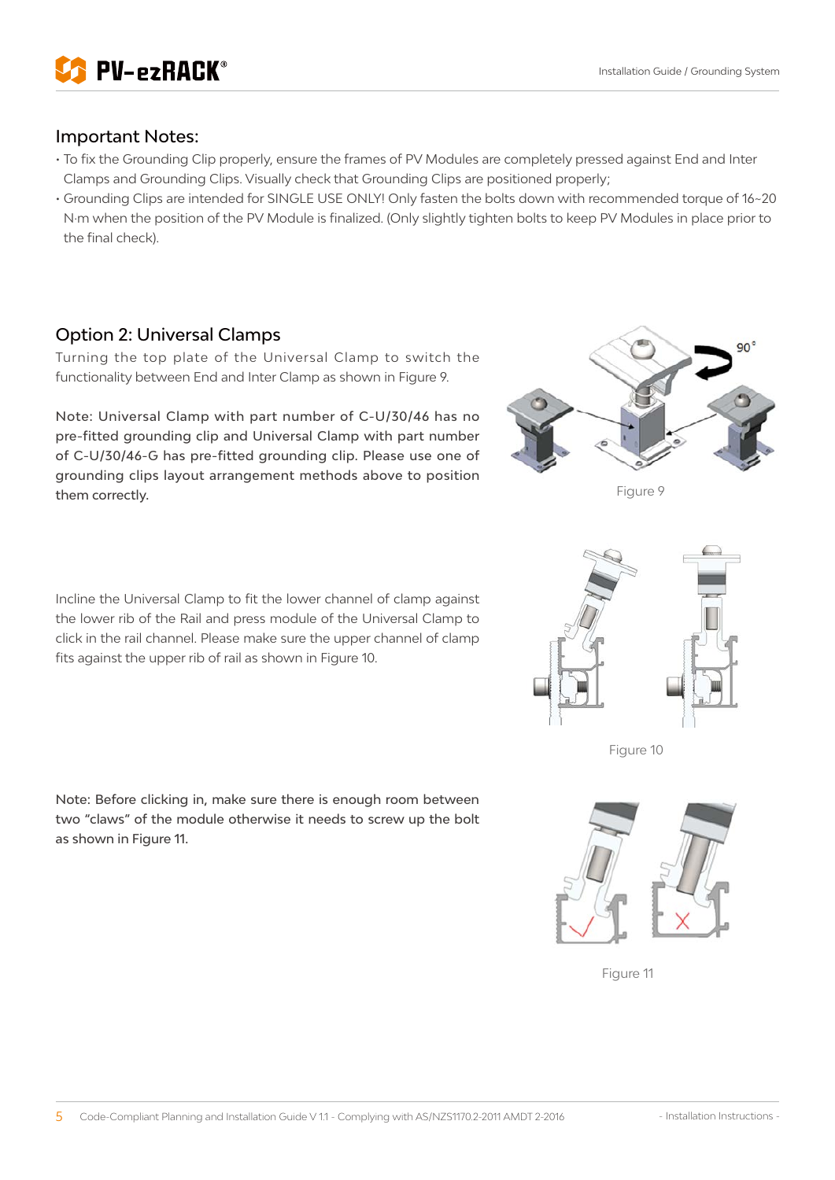## Important Notes:

- To fix the Grounding Clip properly, ensure the frames of PV Modules are completely pressed against End and Inter Clamps and Grounding Clips. Visually check that Grounding Clips are positioned properly;
- Grounding Clips are intended for SINGLE USE ONLY! Only fasten the bolts down with recommended torque of 16~20 N·m when the position of the PV Module is finalized. (Only slightly tighten bolts to keep PV Modules in place prior to the final check).

## Option 2: Universal Clamps

Turning the top plate of the Universal Clamp to switch the functionality between End and Inter Clamp as shown in Figure 9.

Note: Universal Clamp with part number of C-U/30/46 has no pre-fitted grounding clip and Universal Clamp with part number of C-U/30/46-G has pre-fitted grounding clip. Please use one of grounding clips layout arrangement methods above to position them correctly.

Figure 9

Incline the Universal Clamp to fit the lower channel of clamp against the lower rib of the Rail and press module of the Universal Clamp to click in the rail channel. Please make sure the upper channel of clamp fits against the upper rib of rail as shown in Figure 10.

Figure 10

Note: Before clicking in, make sure there is enough room between two "claws" of the module otherwise it needs to screw up the bolt as shown in Figure 11.

Figure 11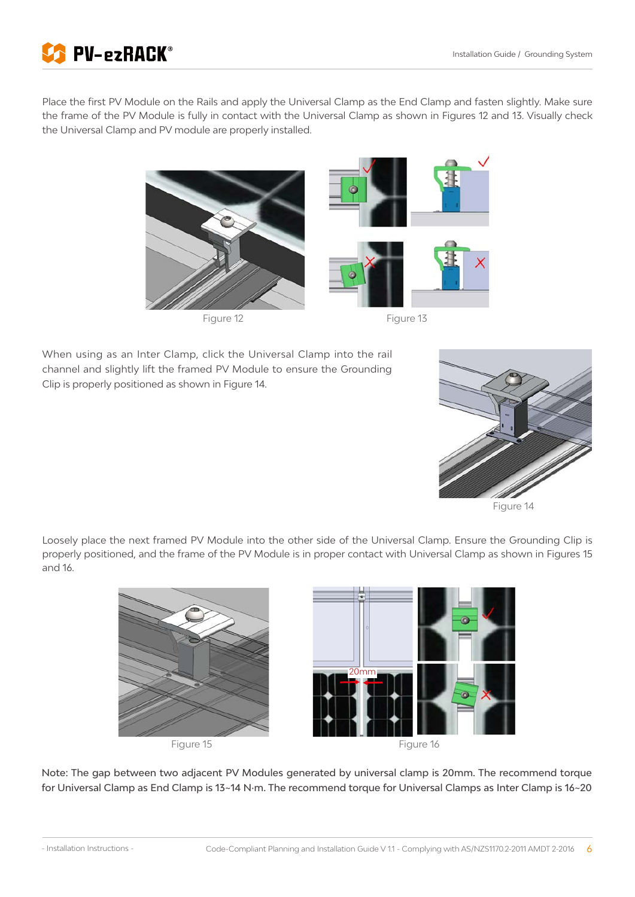Place the first PV Module on the Rails and apply the Universal Clamp as the End Clamp and fasten slightly. Make sure the frame of the PV Module is fully in contact with the Universal Clamp as shown in Figures 12 and 13. Visually check the Universal Clamp and PV module are properly installed.

Figure 12

Figure 13

When using as an Inter Clamp, click the Universal Clamp into the rail channel and slightly lift the framed PV Module to ensure the Grounding Clip is properly positioned as shown in Figure 14.

Figure 14

Loosely place the next framed PV Module into the other side of the Universal Clamp. Ensure the Grounding Clip is properly positioned, and the frame of the PV Module is in proper contact with Universal Clamp as shown in Figures 15 and 16.

Figure 15

Figure 16

Note: The gap between two adjacent PV Modules generated by universal clamp is 20mm. The recommend torque for Universal Clamp as End Clamp is 13~14 N·m. The recommend torque for Universal Clamps as Inter Clamp is 16~20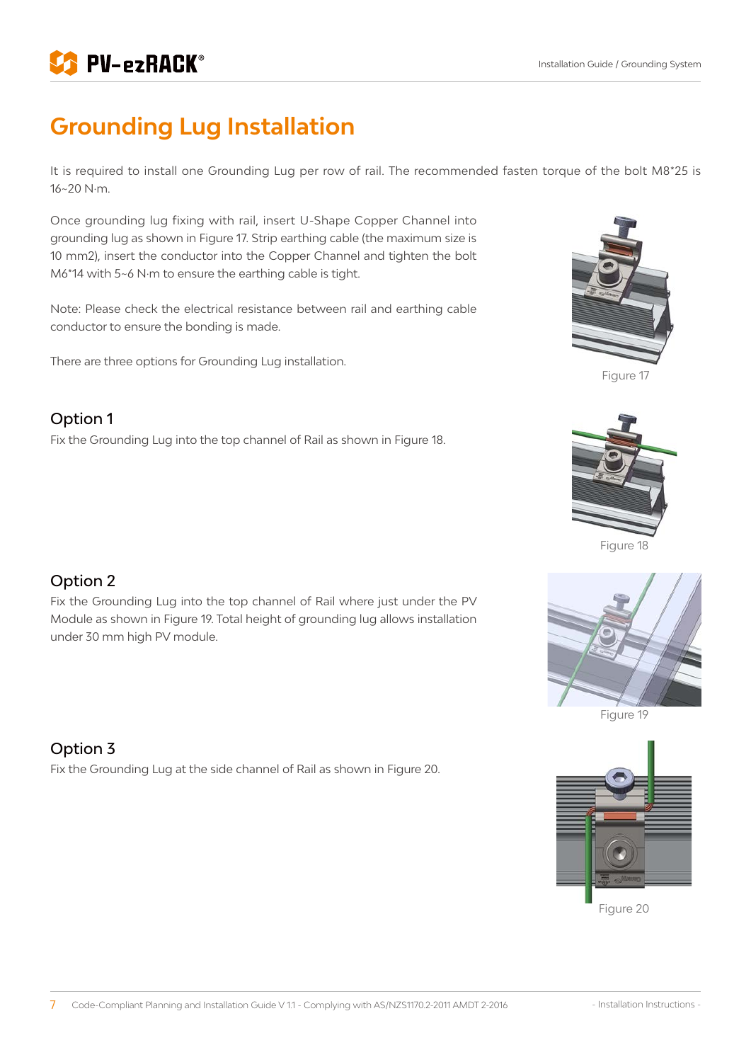# Grounding Lug Installation

It is required to install one Grounding Lug per row of rail. The recommended fasten torque of the bolt M8*25 is 16~20 N·m.

Once grounding lug fixing with rail, insert U-Shape Copper Channel into grounding lug as shown in Figure 17. Strip earthing cable (the maximum size is 10 mm2), insert the conductor into the Copper Channel and tighten the bolt M6*14 with 5~6 N·m to ensure the earthing cable is tight.

Note: Please check the electrical resistance between rail and earthing cable conductor to ensure the bonding is made.

There are three options for Grounding Lug installation.

Figure 17

## Option 1

Fix the Grounding Lug into the top channel of Rail as shown in Figure 18.

Figure 18

## Option 2

Fix the Grounding Lug into the top channel of Rail where just under the PV Module as shown in Figure 19. Total height of grounding lug allows installation under 30 mm high PV module.

Figure 19

## Option 3

Fix the Grounding Lug at the side channel of Rail as shown in Figure 20.

Figure 20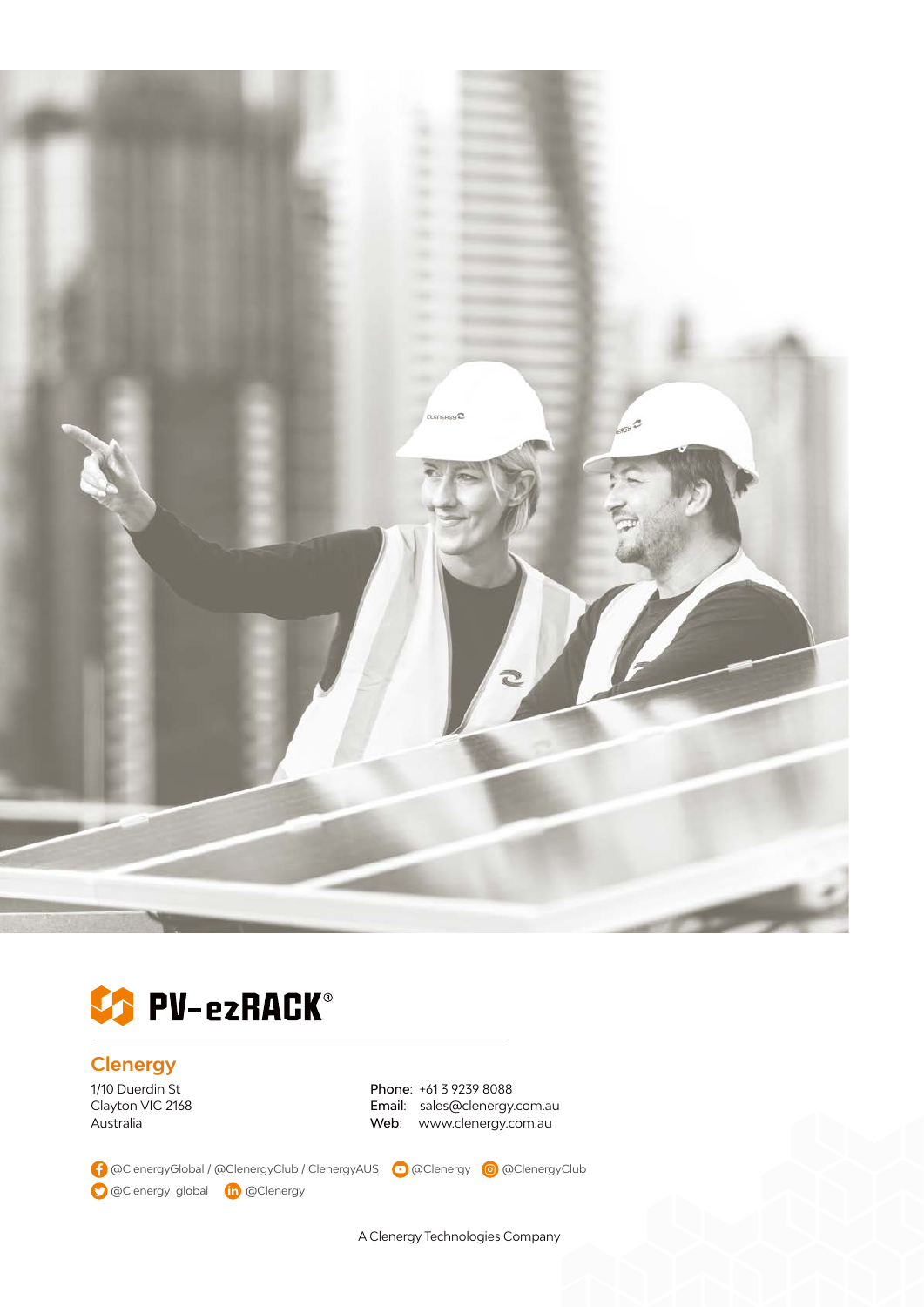PV-ezRACK®

## Clenergy

1/10 Duerdin St
Clayton VIC 2168
Australia

**Phone**: +61 3 9239 8088
**Email**: sales@clenergy.com.au
**Web**: www.clenergy.com.au

@ClenergyGlobal / @ClenergyClub / ClenergyAUS @Clenergy @ClenergyClub
@Clenergy_global @Clenergy

A Clenergy Technologies Company